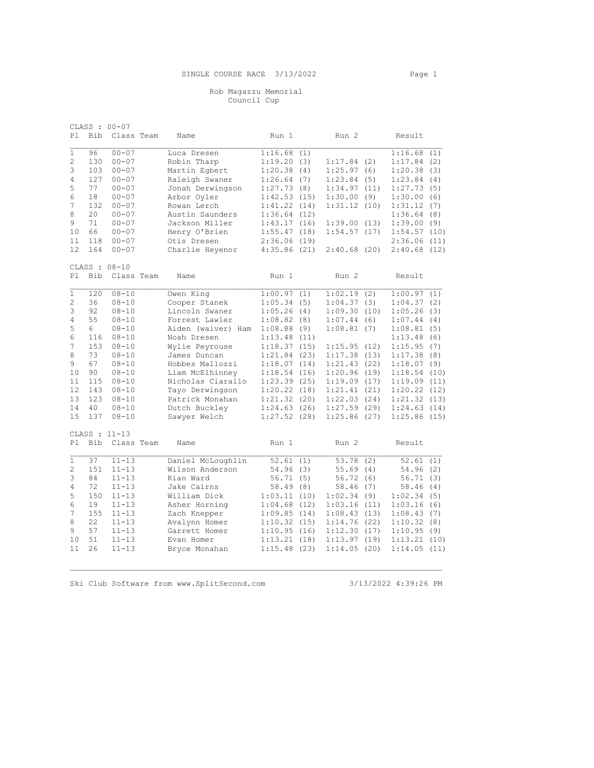SINGLE COURSE RACE 3/13/2022

Rob Magazzu Memorial
Council Cup

CLASS : 00-07

| Pl | Bib | Class | Team | Name | Run 1 | Run 2 | Result |
|---|---|---|---|---|---|---|---|
| 1 | 96 | 00-07 | | Luca Dresen | 1:16.68 (1) | | 1:16.68 (1) |
| 2 | 130 | 00-07 | | Robin Tharp | 1:19.20 (3) | 1:17.84 (2) | 1:17.84 (2) |
| 3 | 103 | 00-07 | | Martin Egbert | 1:20.38 (4) | 1:25.97 (6) | 1:20.38 (3) |
| 4 | 127 | 00-07 | | Raleigh Swaner | 1:26.64 (7) | 1:23.84 (5) | 1:23.84 (4) |
| 5 | 77 | 00-07 | | Jonah Derwingson | 1:27.73 (8) | 1:34.97 (11) | 1:27.73 (5) |
| 6 | 18 | 00-07 | | Arbor Oyler | 1:42.53 (15) | 1:30.00 (9) | 1:30.00 (6) |
| 7 | 132 | 00-07 | | Rowan Lerch | 1:41.22 (14) | 1:31.12 (10) | 1:31.12 (7) |
| 8 | 20 | 00-07 | | Austin Saunders | 1:36.64 (12) | | 1:36.64 (8) |
| 9 | 71 | 00-07 | | Jackson Miller | 1:43.17 (16) | 1:39.00 (13) | 1:39.00 (9) |
| 10 | 66 | 00-07 | | Henry O'Brien | 1:55.47 (18) | 1:54.57 (17) | 1:54.57 (10) |
| 11 | 118 | 00-07 | | Otis Dresen | 2:36.06 (19) | | 2:36.06 (11) |
| 12 | 164 | 00-07 | | Charlie Heyenor | 4:35.86 (21) | 2:40.68 (20) | 2:40.68 (12) |

CLASS : 08-10

| Pl | Bib | Class | Team | Name | Run 1 | Run 2 | Result |
|---|---|---|---|---|---|---|---|
| 1 | 120 | 08-10 | | Owen King | 1:00.97 (1) | 1:02.19 (2) | 1:00.97 (1) |
| 2 | 36 | 08-10 | | Cooper Stanek | 1:05.34 (5) | 1:04.37 (3) | 1:04.37 (2) |
| 3 | 92 | 08-10 | | Lincoln Swaner | 1:05.26 (4) | 1:09.30 (10) | 1:05.26 (3) |
| 4 | 55 | 08-10 | | Forrest Lawler | 1:08.82 (8) | 1:07.44 (6) | 1:07.44 (4) |
| 5 | 6 | 08-10 | | Aiden (waiver) Ham | 1:08.88 (9) | 1:08.81 (7) | 1:08.81 (5) |
| 6 | 116 | 08-10 | | Noah Dresen | 1:13.48 (11) | | 1:13.48 (6) |
| 7 | 153 | 08-10 | | Wylie Peyrouse | 1:18.37 (15) | 1:15.95 (12) | 1:15.95 (7) |
| 8 | 73 | 08-10 | | James Duncan | 1:21.84 (23) | 1:17.38 (13) | 1:17.38 (8) |
| 9 | 67 | 08-10 | | Hobbes Mallozzi | 1:18.07 (14) | 1:21.43 (22) | 1:18.07 (9) |
| 10 | 90 | 08-10 | | Liam McElhinney | 1:18.54 (16) | 1:20.96 (19) | 1:18.54 (10) |
| 11 | 115 | 08-10 | | Nicholas Ciarallo | 1:23.39 (25) | 1:19.09 (17) | 1:19.09 (11) |
| 12 | 143 | 08-10 | | Tayo Derwingson | 1:20.22 (18) | 1:21.41 (21) | 1:20.22 (12) |
| 13 | 123 | 08-10 | | Patrick Monahan | 1:21.32 (20) | 1:22.03 (24) | 1:21.32 (13) |
| 14 | 40 | 08-10 | | Dutch Buckley | 1:24.63 (26) | 1:27.59 (29) | 1:24.63 (14) |
| 15 | 137 | 08-10 | | Sawyer Welch | 1:27.52 (28) | 1:25.86 (27) | 1:25.86 (15) |

CLASS : 11-13

| Pl | Bib | Class | Team | Name | Run 1 | Run 2 | Result |
|---|---|---|---|---|---|---|---|
| 1 | 37 | 11-13 | | Daniel McLoughlin | 52.61 (1) | 53.78 (2) | 52.61 (1) |
| 2 | 151 | 11-13 | | Wilson Anderson | 54.96 (3) | 55.69 (4) | 54.96 (2) |
| 3 | 84 | 11-13 | | Kian Ward | 56.71 (5) | 56.72 (6) | 56.71 (3) |
| 4 | 72 | 11-13 | | Jake Cairns | 58.49 (8) | 58.46 (7) | 58.46 (4) |
| 5 | 150 | 11-13 | | William Dick | 1:03.11 (10) | 1:02.34 (9) | 1:02.34 (5) |
| 6 | 19 | 11-13 | | Asher Horning | 1:04.68 (12) | 1:03.16 (11) | 1:03.16 (6) |
| 7 | 155 | 11-13 | | Zach Knepper | 1:09.85 (14) | 1:08.43 (13) | 1:08.43 (7) |
| 8 | 22 | 11-13 | | Avalynn Homer | 1:10.32 (15) | 1:14.76 (22) | 1:10.32 (8) |
| 9 | 57 | 11-13 | | Garrett Homer | 1:10.95 (16) | 1:12.30 (17) | 1:10.95 (9) |
| 10 | 51 | 11-13 | | Evan Homer | 1:13.21 (18) | 1:13.97 (19) | 1:13.21 (10) |
| 11 | 26 | 11-13 | | Bryce Monahan | 1:15.48 (23) | 1:14.05 (20) | 1:14.05 (11) |

Ski Club Software from www.SplitSecond.com 3/13/2022 4:39:26 PM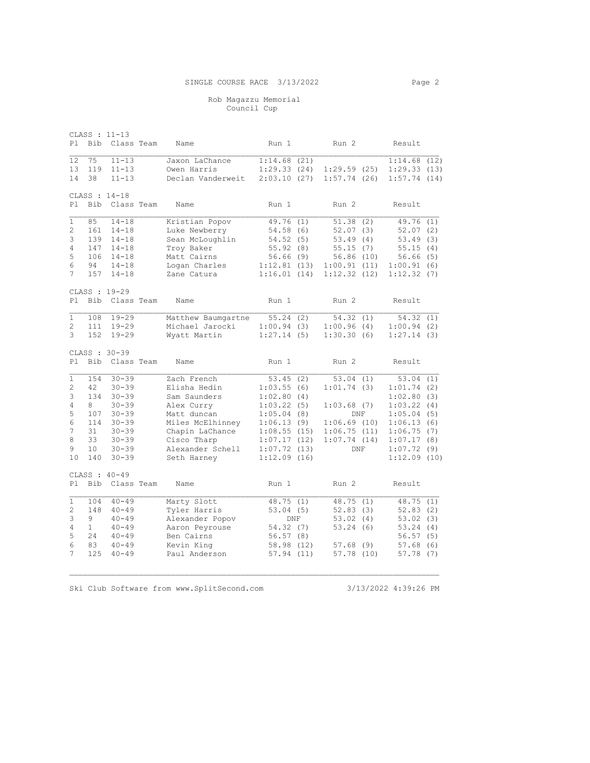SINGLE COURSE RACE 3/13/2022

Rob Magazzu Memorial
Council Cup

CLASS : 11-13

| Pl | Bib | Class | Team | Name | Run 1 | Run 2 | Result |
|---|---|---|---|---|---|---|---|
| 12 | 75 | 11-13 | | Jaxon LaChance | 1:14.68 (21) | | 1:14.68 (12) |
| 13 | 119 | 11-13 | | Owen Harris | 1:29.33 (24) | 1:29.59 (25) | 1:29.33 (13) |
| 14 | 38 | 11-13 | | Declan Vanderweit | 2:03.10 (27) | 1:57.74 (26) | 1:57.74 (14) |

CLASS : 14-18

| Pl | Bib | Class | Team | Name | Run 1 | Run 2 | Result |
|---|---|---|---|---|---|---|---|
| 1 | 85 | 14-18 | | Kristian Popov | 49.76 (1) | 51.38 (2) | 49.76 (1) |
| 2 | 161 | 14-18 | | Luke Newberry | 54.58 (6) | 52.07 (3) | 52.07 (2) |
| 3 | 139 | 14-18 | | Sean McLoughlin | 54.52 (5) | 53.49 (4) | 53.49 (3) |
| 4 | 147 | 14-18 | | Troy Baker | 55.92 (8) | 55.15 (7) | 55.15 (4) |
| 5 | 106 | 14-18 | | Matt Cairns | 56.66 (9) | 56.86 (10) | 56.66 (5) |
| 6 | 94 | 14-18 | | Logan Charles | 1:12.81 (13) | 1:00.91 (11) | 1:00.91 (6) |
| 7 | 157 | 14-18 | | Zane Catura | 1:16.01 (14) | 1:12.32 (12) | 1:12.32 (7) |

CLASS : 19-29

| Pl | Bib | Class | Team | Name | Run 1 | Run 2 | Result |
|---|---|---|---|---|---|---|---|
| 1 | 108 | 19-29 | | Matthew Baumgartne | 55.24 (2) | 54.32 (1) | 54.32 (1) |
| 2 | 111 | 19-29 | | Michael Jarocki | 1:00.94 (3) | 1:00.96 (4) | 1:00.94 (2) |
| 3 | 152 | 19-29 | | Wyatt Martin | 1:27.14 (5) | 1:30.30 (6) | 1:27.14 (3) |

CLASS : 30-39

| Pl | Bib | Class | Team | Name | Run 1 | Run 2 | Result |
|---|---|---|---|---|---|---|---|
| 1 | 154 | 30-39 | | Zach French | 53.45 (2) | 53.04 (1) | 53.04 (1) |
| 2 | 42 | 30-39 | | Elisha Hedin | 1:03.55 (6) | 1:01.74 (3) | 1:01.74 (2) |
| 3 | 134 | 30-39 | | Sam Saunders | 1:02.80 (4) | | 1:02.80 (3) |
| 4 | 8 | 30-39 | | Alex Curry | 1:03.22 (5) | 1:03.68 (7) | 1:03.22 (4) |
| 5 | 107 | 30-39 | | Matt duncan | 1:05.04 (8) | DNF | 1:05.04 (5) |
| 6 | 114 | 30-39 | | Miles McElhinney | 1:06.13 (9) | 1:06.69 (10) | 1:06.13 (6) |
| 7 | 31 | 30-39 | | Chapin LaChance | 1:08.55 (15) | 1:06.75 (11) | 1:06.75 (7) |
| 8 | 33 | 30-39 | | Cisco Tharp | 1:07.17 (12) | 1:07.74 (14) | 1:07.17 (8) |
| 9 | 10 | 30-39 | | Alexander Schell | 1:07.72 (13) | DNF | 1:07.72 (9) |
| 10 | 140 | 30-39 | | Seth Harney | 1:12.09 (16) | | 1:12.09 (10) |

CLASS : 40-49

| Pl | Bib | Class | Team | Name | Run 1 | Run 2 | Result |
|---|---|---|---|---|---|---|---|
| 1 | 104 | 40-49 | | Marty Slott | 48.75 (1) | 48.75 (1) | 48.75 (1) |
| 2 | 148 | 40-49 | | Tyler Harris | 53.04 (5) | 52.83 (3) | 52.83 (2) |
| 3 | 9 | 40-49 | | Alexander Popov | DNF | 53.02 (4) | 53.02 (3) |
| 4 | 1 | 40-49 | | Aaron Peyrouse | 54.32 (7) | 53.24 (6) | 53.24 (4) |
| 5 | 24 | 40-49 | | Ben Cairns | 56.57 (8) | | 56.57 (5) |
| 6 | 83 | 40-49 | | Kevin King | 58.98 (12) | 57.68 (9) | 57.68 (6) |
| 7 | 125 | 40-49 | | Paul Anderson | 57.94 (11) | 57.78 (10) | 57.78 (7) |

Ski Club Software from www.SplitSecond.com 3/13/2022 4:39:26 PM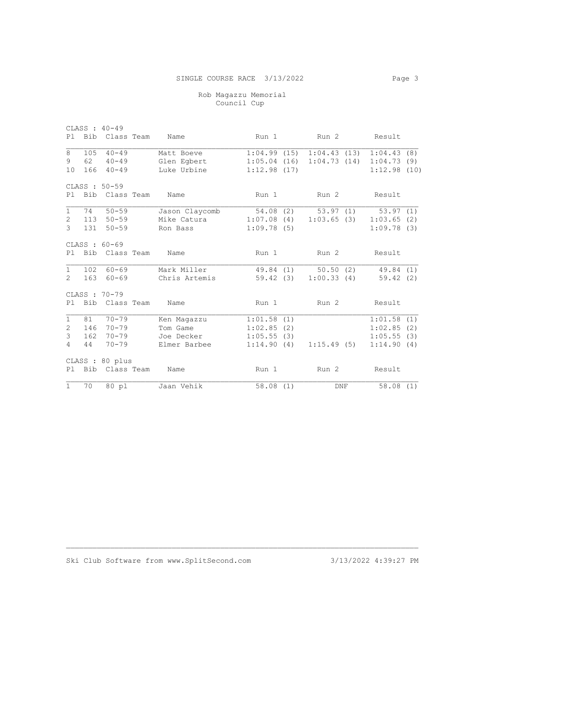SINGLE COURSE RACE 3/13/2022

Rob Magazzu Memorial
Council Cup

CLASS : 40-49

| Pl | Bib | Class | Team | Name | Run 1 | Run 2 | Result |
|---|---|---|---|---|---|---|---|
| 8 | 105 | 40-49 | | Matt Boeve | 1:04.99 (15) | 1:04.43 (13) | 1:04.43 (8) |
| 9 | 62 | 40-49 | | Glen Egbert | 1:05.04 (16) | 1:04.73 (14) | 1:04.73 (9) |
| 10 | 166 | 40-49 | | Luke Urbine | 1:12.98 (17) | | 1:12.98 (10) |

CLASS : 50-59

| Pl | Bib | Class | Team | Name | Run 1 | Run 2 | Result |
|---|---|---|---|---|---|---|---|
| 1 | 74 | 50-59 | | Jason Claycomb | 54.08 (2) | 53.97 (1) | 53.97 (1) |
| 2 | 113 | 50-59 | | Mike Catura | 1:07.08 (4) | 1:03.65 (3) | 1:03.65 (2) |
| 3 | 131 | 50-59 | | Ron Bass | 1:09.78 (5) | | 1:09.78 (3) |

CLASS : 60-69

| Pl | Bib | Class | Team | Name | Run 1 | Run 2 | Result |
|---|---|---|---|---|---|---|---|
| 1 | 102 | 60-69 | | Mark Miller | 49.84 (1) | 50.50 (2) | 49.84 (1) |
| 2 | 163 | 60-69 | | Chris Artemis | 59.42 (3) | 1:00.33 (4) | 59.42 (2) |

CLASS : 70-79

| Pl | Bib | Class | Team | Name | Run 1 | Run 2 | Result |
|---|---|---|---|---|---|---|---|
| 1 | 81 | 70-79 | | Ken Magazzu | 1:01.58 (1) | | 1:01.58 (1) |
| 2 | 146 | 70-79 | | Tom Game | 1:02.85 (2) | | 1:02.85 (2) |
| 3 | 162 | 70-79 | | Joe Decker | 1:05.55 (3) | | 1:05.55 (3) |
| 4 | 44 | 70-79 | | Elmer Barbee | 1:14.90 (4) | 1:15.49 (5) | 1:14.90 (4) |

CLASS : 80 plus

| Pl | Bib | Class | Team | Name | Run 1 | Run 2 | Result |
|---|---|---|---|---|---|---|---|
| 1 | 70 | 80 pl | | Jaan Vehik | 58.08 (1) | DNF | 58.08 (1) |

Ski Club Software from www.SplitSecond.com 3/13/2022 4:39:27 PM